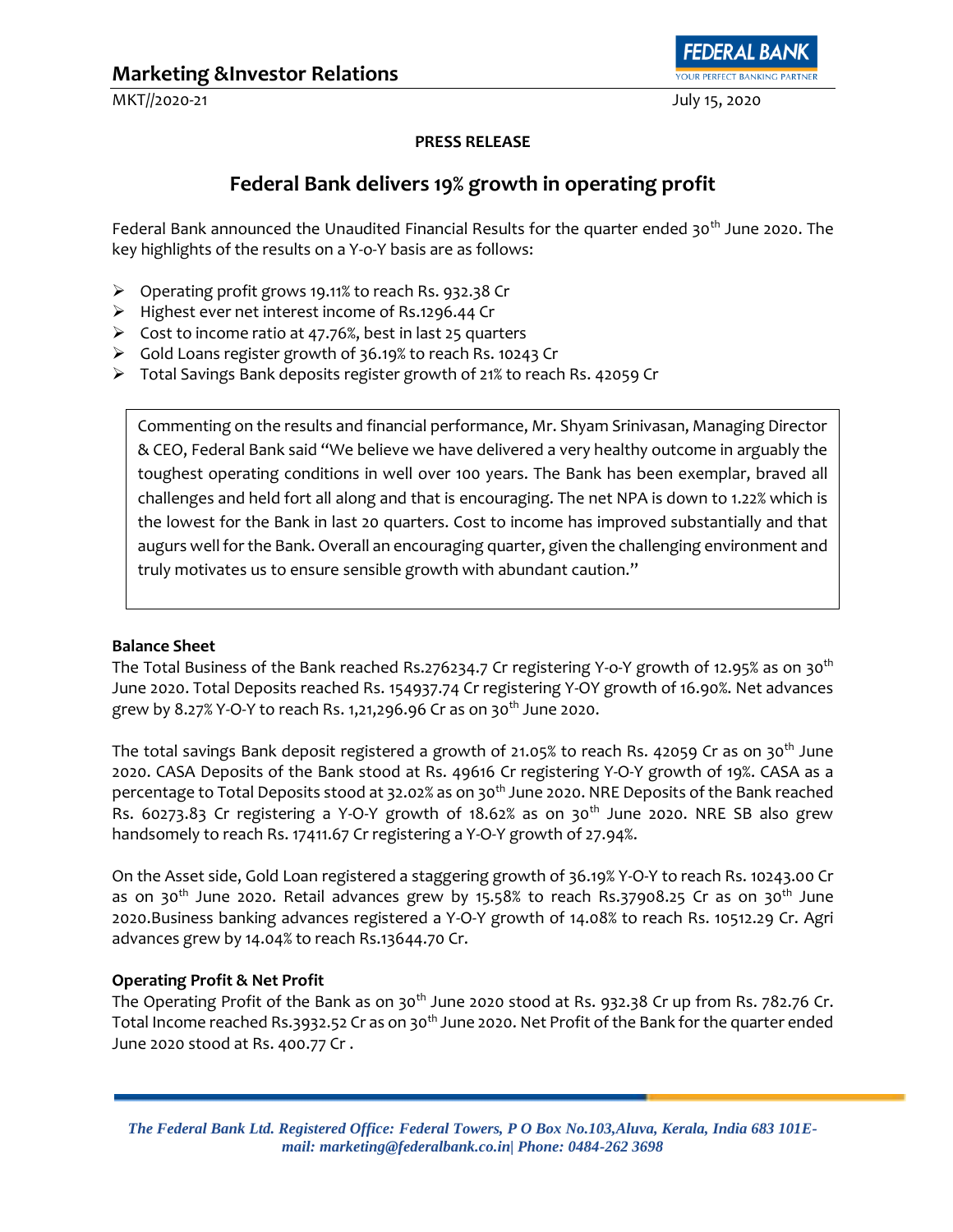## Marketing &Investor Relations

MKT//2020-21

July 15, 2020

**PRESS RELEASE**

# Federal Bank delivers 19% growth in operating profit

Federal Bank announced the Unaudited Financial Results for the quarter ended 30th June 2020. The key highlights of the results on a Y-o-Y basis are as follows:

- Operating profit grows 19.11% to reach Rs. 932.38 Cr
- Highest ever net interest income of Rs.1296.44 Cr
- Cost to income ratio at 47.76%, best in last 25 quarters
- Gold Loans register growth of 36.19% to reach Rs. 10243 Cr
- Total Savings Bank deposits register growth of 21% to reach Rs. 42059 Cr

> Commenting on the results and financial performance, Mr. Shyam Srinivasan, Managing Director & CEO, Federal Bank said "We believe we have delivered a very healthy outcome in arguably the toughest operating conditions in well over 100 years. The Bank has been exemplar, braved all challenges and held fort all along and that is encouraging. The net NPA is down to 1.22% which is the lowest for the Bank in last 20 quarters. Cost to income has improved substantially and that augurs well for the Bank. Overall an encouraging quarter, given the challenging environment and truly motivates us to ensure sensible growth with abundant caution."

**Balance Sheet**

The Total Business of the Bank reached Rs.276234.7 Cr registering Y-o-Y growth of 12.95% as on 30th June 2020. Total Deposits reached Rs. 154937.74 Cr registering Y-OY growth of 16.90%. Net advances grew by 8.27% Y-O-Y to reach Rs. 1,21,296.96 Cr as on 30th June 2020.

The total savings Bank deposit registered a growth of 21.05% to reach Rs. 42059 Cr as on 30th June 2020. CASA Deposits of the Bank stood at Rs. 49616 Cr registering Y-O-Y growth of 19%. CASA as a percentage to Total Deposits stood at 32.02% as on 30th June 2020. NRE Deposits of the Bank reached Rs. 60273.83 Cr registering a Y-O-Y growth of 18.62% as on 30th June 2020. NRE SB also grew handsomely to reach Rs. 17411.67 Cr registering a Y-O-Y growth of 27.94%.

On the Asset side, Gold Loan registered a staggering growth of 36.19% Y-O-Y to reach Rs. 10243.00 Cr as on 30th June 2020. Retail advances grew by 15.58% to reach Rs.37908.25 Cr as on 30th June 2020.Business banking advances registered a Y-O-Y growth of 14.08% to reach Rs. 10512.29 Cr. Agri advances grew by 14.04% to reach Rs.13644.70 Cr.

**Operating Profit & Net Profit**

The Operating Profit of the Bank as on 30th June 2020 stood at Rs. 932.38 Cr up from Rs. 782.76 Cr. Total Income reached Rs.3932.52 Cr as on 30th June 2020. Net Profit of the Bank for the quarter ended June 2020 stood at Rs. 400.77 Cr .

*The Federal Bank Ltd. Registered Office: Federal Towers, P O Box No.103,Aluva, Kerala, India 683 101E-mail: marketing@federalbank.co.in| Phone: 0484-262 3698*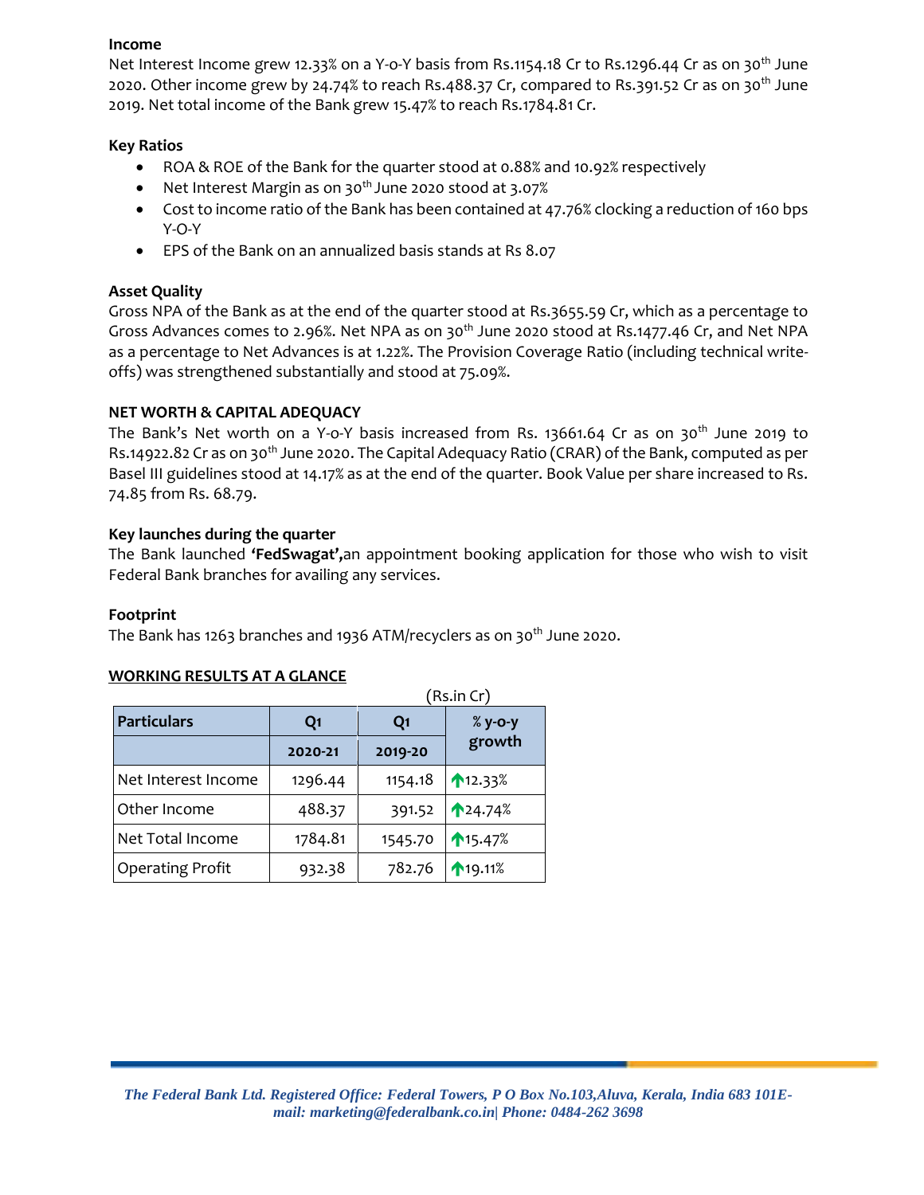**Income**

Net Interest Income grew 12.33% on a Y-o-Y basis from Rs.1154.18 Cr to Rs.1296.44 Cr as on 30th June 2020. Other income grew by 24.74% to reach Rs.488.37 Cr, compared to Rs.391.52 Cr as on 30th June 2019. Net total income of the Bank grew 15.47% to reach Rs.1784.81 Cr.

**Key Ratios**

- ROA & ROE of the Bank for the quarter stood at 0.88% and 10.92% respectively
- Net Interest Margin as on 30th June 2020 stood at 3.07%
- Cost to income ratio of the Bank has been contained at 47.76% clocking a reduction of 160 bps Y-O-Y
- EPS of the Bank on an annualized basis stands at Rs 8.07

**Asset Quality**

Gross NPA of the Bank as at the end of the quarter stood at Rs.3655.59 Cr, which as a percentage to Gross Advances comes to 2.96%. Net NPA as on 30th June 2020 stood at Rs.1477.46 Cr, and Net NPA as a percentage to Net Advances is at 1.22%. The Provision Coverage Ratio (including technical write-offs) was strengthened substantially and stood at 75.09%.

**NET WORTH & CAPITAL ADEQUACY**

The Bank's Net worth on a Y-o-Y basis increased from Rs. 13661.64 Cr as on 30th June 2019 to Rs.14922.82 Cr as on 30th June 2020. The Capital Adequacy Ratio (CRAR) of the Bank, computed as per Basel III guidelines stood at 14.17% as at the end of the quarter. Book Value per share increased to Rs. 74.85 from Rs. 68.79.

**Key launches during the quarter**

The Bank launched **'FedSwagat',**an appointment booking application for those who wish to visit Federal Bank branches for availing any services.

**Footprint**

The Bank has 1263 branches and 1936 ATM/recyclers as on 30th June 2020.

**WORKING RESULTS AT A GLANCE**

(Rs.in Cr)

| Particulars | Q1 2020-21 | Q1 2019-20 | % y-o-y growth |
|---|---|---|---|
| Net Interest Income | 1296.44 | 1154.18 | ↑12.33% |
| Other Income | 488.37 | 391.52 | ↑24.74% |
| Net Total Income | 1784.81 | 1545.70 | ↑15.47% |
| Operating Profit | 932.38 | 782.76 | ↑19.11% |

*The Federal Bank Ltd. Registered Office: Federal Towers, P O Box No.103,Aluva, Kerala, India 683 101E-mail: marketing@federalbank.co.in| Phone: 0484-262 3698*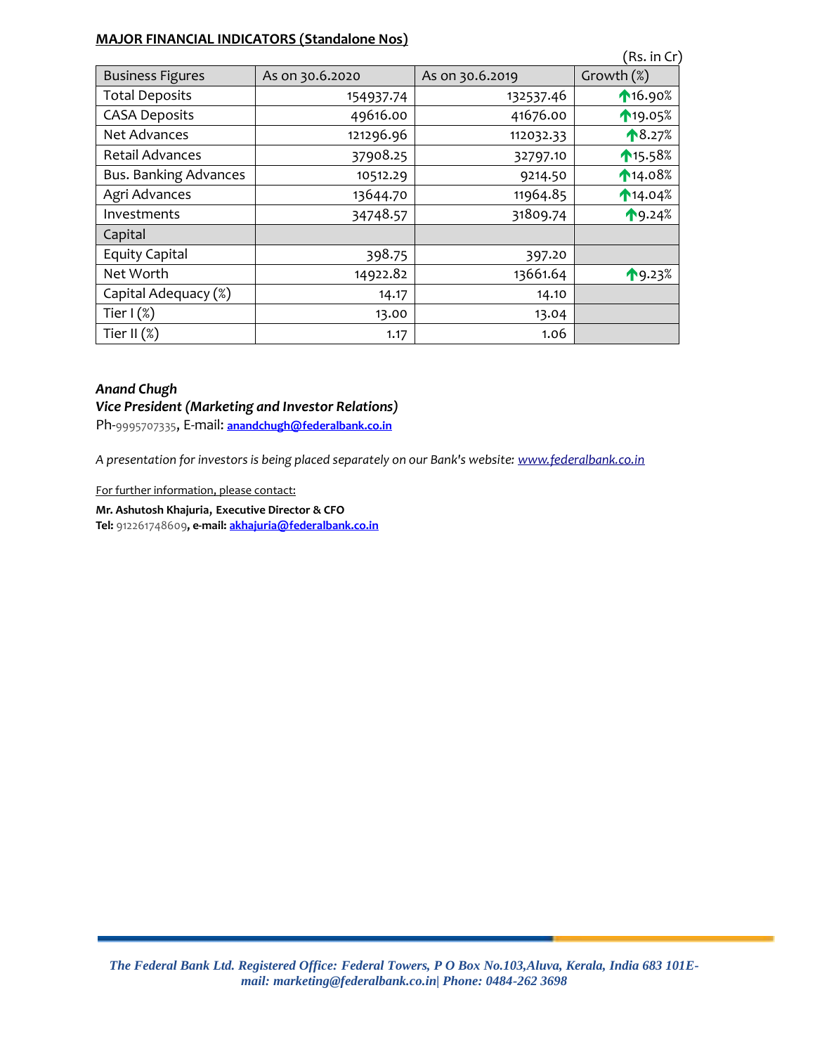## MAJOR FINANCIAL INDICATORS (Standalone Nos)

(Rs. in Cr)

| Business Figures | As on 30.6.2020 | As on 30.6.2019 | Growth (%) |
|---|---|---|---|
| Total Deposits | 154937.74 | 132537.46 | ↑16.90% |
| CASA Deposits | 49616.00 | 41676.00 | ↑19.05% |
| Net Advances | 121296.96 | 112032.33 | ↑8.27% |
| Retail Advances | 37908.25 | 32797.10 | ↑15.58% |
| Bus. Banking Advances | 10512.29 | 9214.50 | ↑14.08% |
| Agri Advances | 13644.70 | 11964.85 | ↑14.04% |
| Investments | 34748.57 | 31809.74 | ↑9.24% |
| Capital | | | |
| Equity Capital | 398.75 | 397.20 | |
| Net Worth | 14922.82 | 13661.64 | ↑9.23% |
| Capital Adequacy (%) | 14.17 | 14.10 | |
| Tier I (%) | 13.00 | 13.04 | |
| Tier II (%) | 1.17 | 1.06 | |

***Anand Chugh***
***Vice President (Marketing and Investor Relations)***
Ph-9995707335, E-mail: **anandchugh@federalbank.co.in**

*A presentation for investors is being placed separately on our Bank's website: www.federalbank.co.in*

For further information, please contact:

**Mr. Ashutosh Khajuria, Executive Director & CFO**
**Tel:** 912261748609**, e-mail: akhajuria@federalbank.co.in**

*The Federal Bank Ltd. Registered Office: Federal Towers, P O Box No.103,Aluva, Kerala, India 683 101E-mail: marketing@federalbank.co.in| Phone: 0484-262 3698*